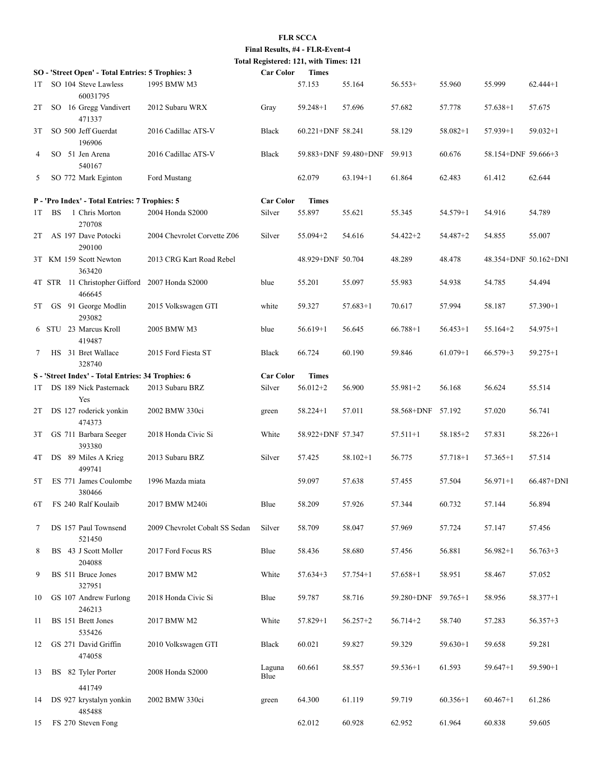**FLR SCCA**

**Final Results, #4 - FLR-Event-4**

**Total Registered: 121, with Times: 121**

| **SO - 'Street Open' - Total Entries: 5 Trophies: 3** | | | **Car Color** | **Times** | | | | | |
|---|---|---|---|---|---|---|---|---|---|
| 1T SO 104 Steve Lawless 60031795 | 1995 BMW M3 | | | 57.153 | 55.164 | 56.553+ | 55.960 | 55.999 | 62.444+1 |
| 2T SO 16 Gregg Vandivert 471337 | 2012 Subaru WRX | | Gray | 59.248+1 | 57.696 | 57.682 | 57.778 | 57.638+1 | 57.675 |
| 3T SO 500 Jeff Guerdat 196906 | 2016 Cadillac ATS-V | | Black | 60.221+DNF | 58.241 | 58.129 | 58.082+1 | 57.939+1 | 59.032+1 |
| 4 SO 51 Jen Arena 540167 | 2016 Cadillac ATS-V | | Black | 59.883+DNF | 59.480+DNF | 59.913 | 60.676 | 58.154+DNF | 59.666+3 |
| 5 SO 772 Mark Eginton | Ford Mustang | | | 62.079 | 63.194+1 | 61.864 | 62.483 | 61.412 | 62.644 |
| **P - 'Pro Index' - Total Entries: 7 Trophies: 5** | | | **Car Color** | **Times** | | | | | |
| 1T BS 1 Chris Morton 270708 | 2004 Honda S2000 | | Silver | 55.897 | 55.621 | 55.345 | 54.579+1 | 54.916 | 54.789 |
| 2T AS 197 Dave Potocki 290100 | 2004 Chevrolet Corvette Z06 | | Silver | 55.094+2 | 54.616 | 54.422+2 | 54.487+2 | 54.855 | 55.007 |
| 3T KM 159 Scott Newton 363420 | 2013 CRG Kart Road Rebel | | | 48.929+DNF | 50.704 | 48.289 | 48.478 | 48.354+DNF | 50.162+DNF |
| 4T STR 11 Christopher Gifford 466645 | 2007 Honda S2000 | | blue | 55.201 | 55.097 | 55.983 | 54.938 | 54.785 | 54.494 |
| 5T GS 91 George Modlin 293082 | 2015 Volkswagen GTI | | white | 59.327 | 57.683+1 | 70.617 | 57.994 | 58.187 | 57.390+1 |
| 6 STU 23 Marcus Kroll 419487 | 2005 BMW M3 | | blue | 56.619+1 | 56.645 | 66.788+1 | 56.453+1 | 55.164+2 | 54.975+1 |
| 7 HS 31 Bret Wallace 328740 | 2015 Ford Fiesta ST | | Black | 66.724 | 60.190 | 59.846 | 61.079+1 | 66.579+3 | 59.275+1 |
| **S - 'Street Index' - Total Entries: 34 Trophies: 6** | | | **Car Color** | **Times** | | | | | |
| 1T DS 189 Nick Pasternack Yes | 2013 Subaru BRZ | | Silver | 56.012+2 | 56.900 | 55.981+2 | 56.168 | 56.624 | 55.514 |
| 2T DS 127 roderick yonkin 474373 | 2002 BMW 330ci | | green | 58.224+1 | 57.011 | 58.568+DNF | 57.192 | 57.020 | 56.741 |
| 3T GS 711 Barbara Seeger 393380 | 2018 Honda Civic Si | | White | 58.922+DNF | 57.347 | 57.511+1 | 58.185+2 | 57.831 | 58.226+1 |
| 4T DS 89 Miles A Krieg 499741 | 2013 Subaru BRZ | | Silver | 57.425 | 58.102+1 | 56.775 | 57.718+1 | 57.365+1 | 57.514 |
| 5T ES 771 James Coulombe 380466 | 1996 Mazda miata | | | 59.097 | 57.638 | 57.455 | 57.504 | 56.971+1 | 66.487+DNF |
| 6T FS 240 Ralf Koulaib | 2017 BMW M240i | | Blue | 58.209 | 57.926 | 57.344 | 60.732 | 57.144 | 56.894 |
| 7 DS 157 Paul Townsend 521450 | 2009 Chevrolet Cobalt SS Sedan | | Silver | 58.709 | 58.047 | 57.969 | 57.724 | 57.147 | 57.456 |
| 8 BS 43 J Scott Moller 204088 | 2017 Ford Focus RS | | Blue | 58.436 | 58.680 | 57.456 | 56.881 | 56.982+1 | 56.763+3 |
| 9 BS 511 Bruce Jones 327951 | 2017 BMW M2 | | White | 57.634+3 | 57.754+1 | 57.658+1 | 58.951 | 58.467 | 57.052 |
| 10 GS 107 Andrew Furlong 246213 | 2018 Honda Civic Si | | Blue | 59.787 | 58.716 | 59.280+DNF | 59.765+1 | 58.956 | 58.377+1 |
| 11 BS 151 Brett Jones 535426 | 2017 BMW M2 | | White | 57.829+1 | 56.257+2 | 56.714+2 | 58.740 | 57.283 | 56.357+3 |
| 12 GS 271 David Griffin 474058 | 2010 Volkswagen GTI | | Black | 60.021 | 59.827 | 59.329 | 59.630+1 | 59.658 | 59.281 |
| 13 BS 82 Tyler Porter 441749 | 2008 Honda S2000 | | Laguna Blue | 60.661 | 58.557 | 59.536+1 | 61.593 | 59.647+1 | 59.590+1 |
| 14 DS 927 krystalyn yonkin 485488 | 2002 BMW 330ci | | green | 64.300 | 61.119 | 59.719 | 60.356+1 | 60.467+1 | 61.286 |
| 15 FS 270 Steven Fong | | | | 62.012 | 60.928 | 62.952 | 61.964 | 60.838 | 59.605 |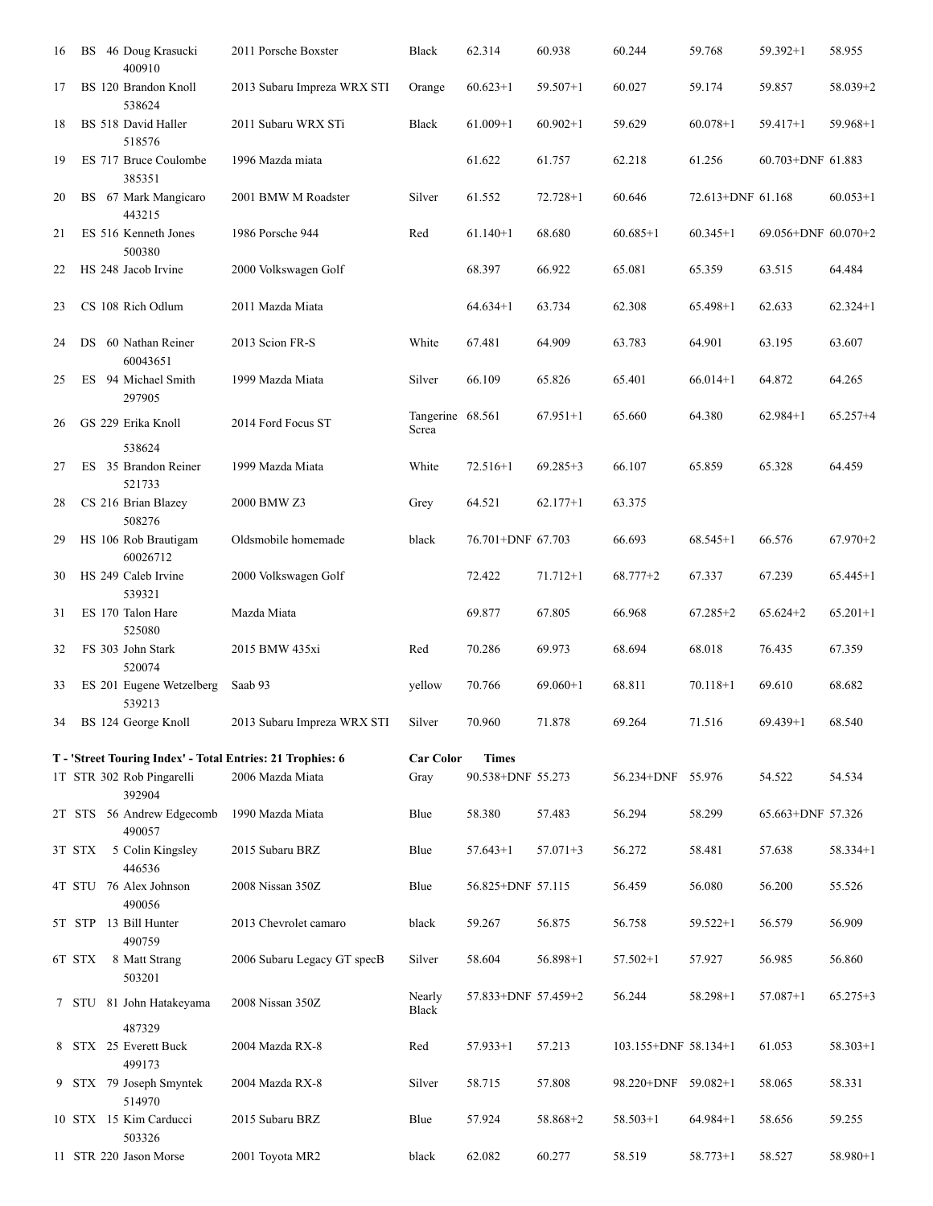| 16 | BS | 46 Doug Krasucki 400910 | 2011 Porsche Boxster | Black | 62.314 | 60.938 | 60.244 | 59.768 | 59.392+1 | 58.955 |
|---|---|---|---|---|---|---|---|---|---|---|
| 17 | BS | 120 Brandon Knoll 538624 | 2013 Subaru Impreza WRX STI | Orange | 60.623+1 | 59.507+1 | 60.027 | 59.174 | 59.857 | 58.039+2 |
| 18 | BS | 518 David Haller 518576 | 2011 Subaru WRX STi | Black | 61.009+1 | 60.902+1 | 59.629 | 60.078+1 | 59.417+1 | 59.968+1 |
| 19 | ES | 717 Bruce Coulombe 385351 | 1996 Mazda miata | | 61.622 | 61.757 | 62.218 | 61.256 | 60.703+DNF | 61.883 |
| 20 | BS | 67 Mark Mangicaro 443215 | 2001 BMW M Roadster | Silver | 61.552 | 72.728+1 | 60.646 | 72.613+DNF | 61.168 | 60.053+1 |
| 21 | ES | 516 Kenneth Jones 500380 | 1986 Porsche 944 | Red | 61.140+1 | 68.680 | 60.685+1 | 60.345+1 | 69.056+DNF | 60.070+2 |
| 22 | HS | 248 Jacob Irvine | 2000 Volkswagen Golf | | 68.397 | 66.922 | 65.081 | 65.359 | 63.515 | 64.484 |
| 23 | CS | 108 Rich Odlum | 2011 Mazda Miata | | 64.634+1 | 63.734 | 62.308 | 65.498+1 | 62.633 | 62.324+1 |
| 24 | DS | 60 Nathan Reiner 60043651 | 2013 Scion FR-S | White | 67.481 | 64.909 | 63.783 | 64.901 | 63.195 | 63.607 |
| 25 | ES | 94 Michael Smith 297905 | 1999 Mazda Miata | Silver | 66.109 | 65.826 | 65.401 | 66.014+1 | 64.872 | 64.265 |
| 26 | GS | 229 Erika Knoll 538624 | 2014 Ford Focus ST | Tangerine Screa | 68.561 | 67.951+1 | 65.660 | 64.380 | 62.984+1 | 65.257+4 |
| 27 | ES | 35 Brandon Reiner 521733 | 1999 Mazda Miata | White | 72.516+1 | 69.285+3 | 66.107 | 65.859 | 65.328 | 64.459 |
| 28 | CS | 216 Brian Blazey 508276 | 2000 BMW Z3 | Grey | 64.521 | 62.177+1 | 63.375 | | | |
| 29 | HS | 106 Rob Brautigam 60026712 | Oldsmobile homemade | black | 76.701+DNF | 67.703 | 66.693 | 68.545+1 | 66.576 | 67.970+2 |
| 30 | HS | 249 Caleb Irvine 539321 | 2000 Volkswagen Golf | | 72.422 | 71.712+1 | 68.777+2 | 67.337 | 67.239 | 65.445+1 |
| 31 | ES | 170 Talon Hare 525080 | Mazda Miata | | 69.877 | 67.805 | 66.968 | 67.285+2 | 65.624+2 | 65.201+1 |
| 32 | FS | 303 John Stark 520074 | 2015 BMW 435xi | Red | 70.286 | 69.973 | 68.694 | 68.018 | 76.435 | 67.359 |
| 33 | ES | 201 Eugene Wetzelberg 539213 | Saab 93 | yellow | 70.766 | 69.060+1 | 68.811 | 70.118+1 | 69.610 | 68.682 |
| 34 | BS | 124 George Knoll | 2013 Subaru Impreza WRX STI | Silver | 70.960 | 71.878 | 69.264 | 71.516 | 69.439+1 | 68.540 |

**T - 'Street Touring Index' - Total Entries: 21 Trophies: 6**

| | | | | Car Color | Times | | | | | |
|---|---|---|---|---|---|---|---|---|---|---|
| 1T | STR | 302 Rob Pingarelli 392904 | 2006 Mazda Miata | Gray | 90.538+DNF | 55.273 | 56.234+DNF | 55.976 | 54.522 | 54.534 |
| 2T | STS | 56 Andrew Edgecomb 490057 | 1990 Mazda Miata | Blue | 58.380 | 57.483 | 56.294 | 58.299 | 65.663+DNF | 57.326 |
| 3T | STX | 5 Colin Kingsley 446536 | 2015 Subaru BRZ | Blue | 57.643+1 | 57.071+3 | 56.272 | 58.481 | 57.638 | 58.334+1 |
| 4T | STU | 76 Alex Johnson 490056 | 2008 Nissan 350Z | Blue | 56.825+DNF | 57.115 | 56.459 | 56.080 | 56.200 | 55.526 |
| 5T | STP | 13 Bill Hunter 490759 | 2013 Chevrolet camaro | black | 59.267 | 56.875 | 56.758 | 59.522+1 | 56.579 | 56.909 |
| 6T | STX | 8 Matt Strang 503201 | 2006 Subaru Legacy GT specB | Silver | 58.604 | 56.898+1 | 57.502+1 | 57.927 | 56.985 | 56.860 |
| 7 | STU | 81 John Hatakeyama 487329 | 2008 Nissan 350Z | Nearly Black | 57.833+DNF | 57.459+2 | 56.244 | 58.298+1 | 57.087+1 | 65.275+3 |
| 8 | STX | 25 Everett Buck 499173 | 2004 Mazda RX-8 | Red | 57.933+1 | 57.213 | 103.155+DNF | 58.134+1 | 61.053 | 58.303+1 |
| 9 | STX | 79 Joseph Smyntek 514970 | 2004 Mazda RX-8 | Silver | 58.715 | 57.808 | 98.220+DNF | 59.082+1 | 58.065 | 58.331 |
| 10 | STX | 15 Kim Carducci 503326 | 2015 Subaru BRZ | Blue | 57.924 | 58.868+2 | 58.503+1 | 64.984+1 | 58.656 | 59.255 |
| 11 | STR | 220 Jason Morse | 2001 Toyota MR2 | black | 62.082 | 60.277 | 58.519 | 58.773+1 | 58.527 | 58.980+1 |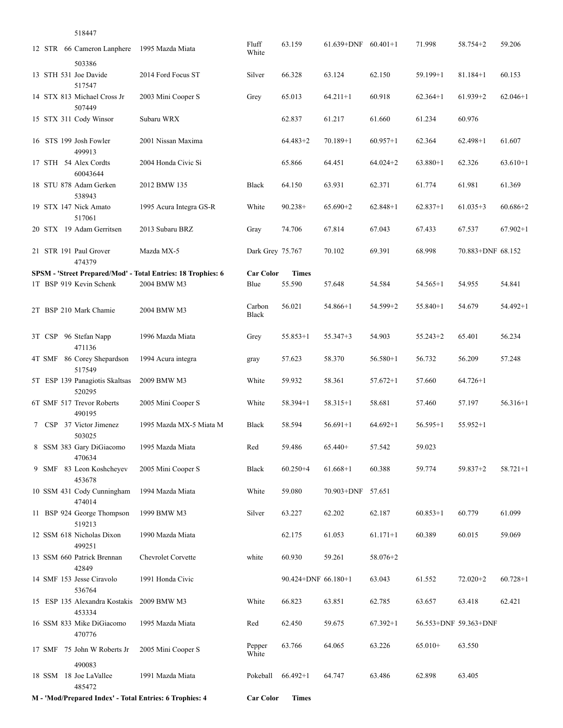| | | | | | | | | | |
|---|---|---|---|---|---|---|---|---|---|
| 518447 | | | | | | | | | |
| 12 STR 66 Cameron Lanphere 503386 | 1995 Mazda Miata | Fluff White | 63.159 | 61.639+DNF | 60.401+1 | 71.998 | 58.754+2 | 59.206 |
| 13 STH 531 Joe Davide 517547 | 2014 Ford Focus ST | Silver | 66.328 | 63.124 | 62.150 | 59.199+1 | 81.184+1 | 60.153 |
| 14 STX 813 Michael Cross Jr 507449 | 2003 Mini Cooper S | Grey | 65.013 | 64.211+1 | 60.918 | 62.364+1 | 61.939+2 | 62.046+1 |
| 15 STX 311 Cody Winsor | Subaru WRX | | 62.837 | 61.217 | 61.660 | 61.234 | 60.976 | |
| 16 STS 199 Josh Fowler 499913 | 2001 Nissan Maxima | | 64.483+2 | 70.189+1 | 60.957+1 | 62.364 | 62.498+1 | 61.607 |
| 17 STH 54 Alex Cordts 60043644 | 2004 Honda Civic Si | | 65.866 | 64.451 | 64.024+2 | 63.880+1 | 62.326 | 63.610+1 |
| 18 STU 878 Adam Gerken 538943 | 2012 BMW 135 | Black | 64.150 | 63.931 | 62.371 | 61.774 | 61.981 | 61.369 |
| 19 STX 147 Nick Amato 517061 | 1995 Acura Integra GS-R | White | 90.238+ | 65.690+2 | 62.848+1 | 62.837+1 | 61.035+3 | 60.686+2 |
| 20 STX 19 Adam Gerritsen | 2013 Subaru BRZ | Gray | 74.706 | 67.814 | 67.043 | 67.433 | 67.537 | 67.902+1 |
| 21 STR 191 Paul Grover 474379 | Mazda MX-5 | Dark Grey | 75.767 | 70.102 | 69.391 | 68.998 | 70.883+DNF | 68.152 |

| SPSM - 'Street Prepared/Mod' - Total Entries: 18 Trophies: 6 | | Car Color | Times | | | | | |
|---|---|---|---|---|---|---|---|---|
| 1T BSP 919 Kevin Schenk | 2004 BMW M3 | Blue | 55.590 | 57.648 | 54.584 | 54.565+1 | 54.955 | 54.841 |
| 2T BSP 210 Mark Chamie | 2004 BMW M3 | Carbon Black | 56.021 | 54.866+1 | 54.599+2 | 55.840+1 | 54.679 | 54.492+1 |
| 3T CSP 96 Stefan Napp 471136 | 1996 Mazda Miata | Grey | 55.853+1 | 55.347+3 | 54.903 | 55.243+2 | 65.401 | 56.234 |
| 4T SMF 86 Corey Shepardson 517549 | 1994 Acura integra | gray | 57.623 | 58.370 | 56.580+1 | 56.732 | 56.209 | 57.248 |
| 5T ESP 139 Panagiotis Skaltsas 520295 | 2009 BMW M3 | White | 59.932 | 58.361 | 57.672+1 | 57.660 | 64.726+1 | |
| 6T SMF 517 Trevor Roberts 490195 | 2005 Mini Cooper S | White | 58.394+1 | 58.315+1 | 58.681 | 57.460 | 57.197 | 56.316+1 |
| 7 CSP 37 Victor Jimenez 503025 | 1995 Mazda MX-5 Miata M | Black | 58.594 | 56.691+1 | 64.692+1 | 56.595+1 | 55.952+1 | |
| 8 SSM 383 Gary DiGiacomo 470634 | 1995 Mazda Miata | Red | 59.486 | 65.440+ | 57.542 | 59.023 | | |
| 9 SMF 83 Leon Koshcheyev 453678 | 2005 Mini Cooper S | Black | 60.250+4 | 61.668+1 | 60.388 | 59.774 | 59.837+2 | 58.721+1 |
| 10 SSM 431 Cody Cunningham 474014 | 1994 Mazda Miata | White | 59.080 | 70.903+DNF | 57.651 | | | |
| 11 BSP 924 George Thompson 519213 | 1999 BMW M3 | Silver | 63.227 | 62.202 | 62.187 | 60.853+1 | 60.779 | 61.099 |
| 12 SSM 618 Nicholas Dixon 499251 | 1990 Mazda Miata | | 62.175 | 61.053 | 61.171+1 | 60.389 | 60.015 | 59.069 |
| 13 SSM 660 Patrick Brennan 42849 | Chevrolet Corvette | white | 60.930 | 59.261 | 58.076+2 | | | |
| 14 SMF 153 Jesse Ciravolo 536764 | 1991 Honda Civic | | 90.424+DNF | 66.180+1 | 63.043 | 61.552 | 72.020+2 | 60.728+1 |
| 15 ESP 135 Alexandra Kostakis 453334 | 2009 BMW M3 | White | 66.823 | 63.851 | 62.785 | 63.657 | 63.418 | 62.421 |
| 16 SSM 833 Mike DiGiacomo 470776 | 1995 Mazda Miata | Red | 62.450 | 59.675 | 67.392+1 | 56.553+DNF | 59.363+DNF | |
| 17 SMF 75 John W Roberts Jr 490083 | 2005 Mini Cooper S | Pepper White | 63.766 | 64.065 | 63.226 | 65.010+ | 63.550 | |
| 18 SSM 18 Joe LaVallee 485472 | 1991 Mazda Miata | Pokeball | 66.492+1 | 64.747 | 63.486 | 62.898 | 63.405 | |

| M - 'Mod/Prepared Index' - Total Entries: 6 Trophies: 4 | | Car Color | Times |
|---|---|---|---|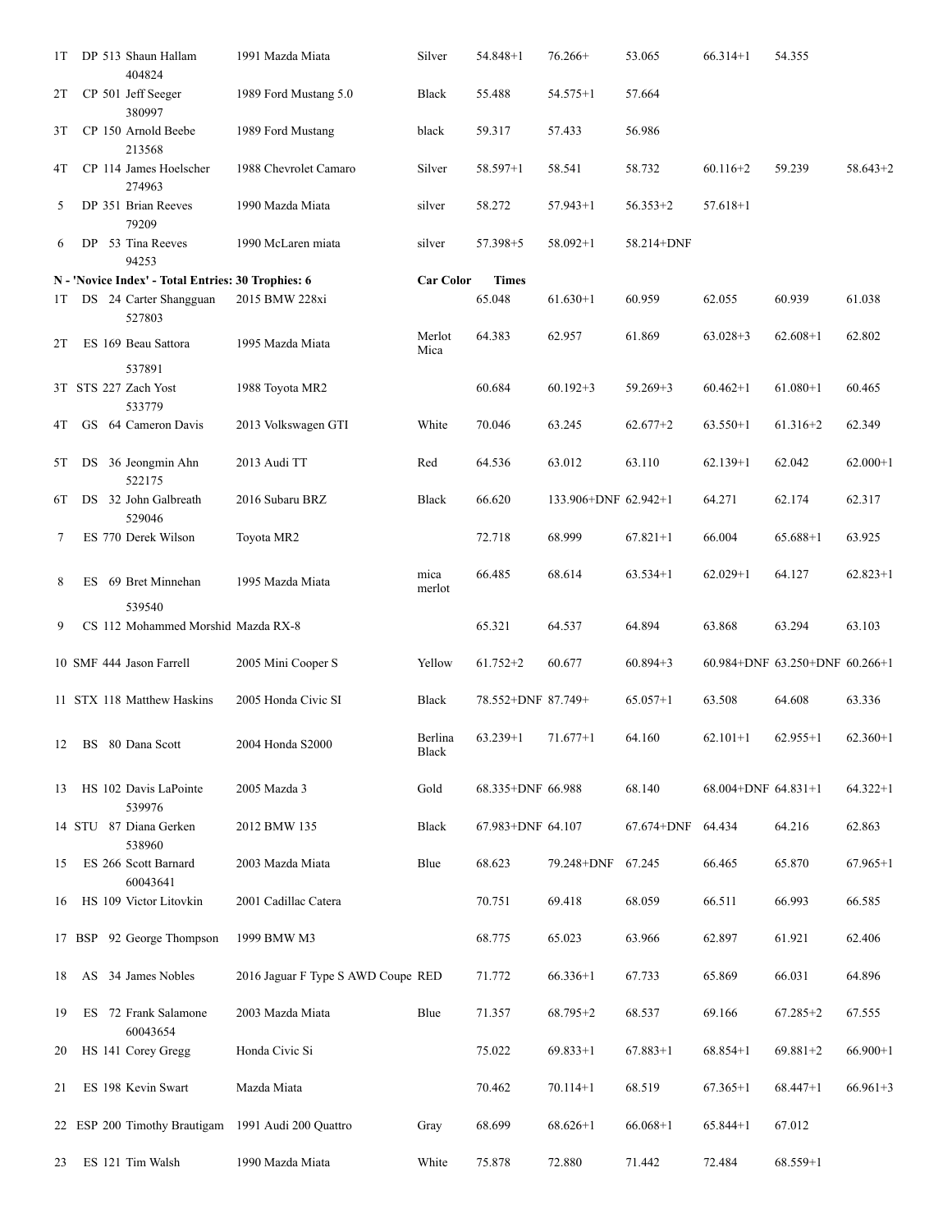| | | | | | | | | | | |
|---|---|---|---|---|---|---|---|---|---|---|
| 1T | DP 513 Shaun Hallam 404824 | 1991 Mazda Miata | Silver | 54.848+1 | 76.266+ | 53.065 | 66.314+1 | 54.355 | |
| 2T | CP 501 Jeff Seeger 380997 | 1989 Ford Mustang 5.0 | Black | 55.488 | 54.575+1 | 57.664 | | | |
| 3T | CP 150 Arnold Beebe 213568 | 1989 Ford Mustang | black | 59.317 | 57.433 | 56.986 | | | |
| 4T | CP 114 James Hoelscher 274963 | 1988 Chevrolet Camaro | Silver | 58.597+1 | 58.541 | 58.732 | 60.116+2 | 59.239 | 58.643+2 |
| 5 | DP 351 Brian Reeves 79209 | 1990 Mazda Miata | silver | 58.272 | 57.943+1 | 56.353+2 | 57.618+1 | | |
| 6 | DP 53 Tina Reeves 94253 | 1990 McLaren miata | silver | 57.398+5 | 58.092+1 | 58.214+DNF | | | |

**N - 'Novice Index' - Total Entries: 30 Trophies: 6**

| | | | **Car Color** | **Times** | | | | | |
|---|---|---|---|---|---|---|---|---|---|
| 1T | DS 24 Carter Shangguan 527803 | 2015 BMW 228xi | | 65.048 | 61.630+1 | 60.959 | 62.055 | 60.939 | 61.038 |
| 2T | ES 169 Beau Sattora 537891 | 1995 Mazda Miata | Merlot Mica | 64.383 | 62.957 | 61.869 | 63.028+3 | 62.608+1 | 62.802 |
| 3T | STS 227 Zach Yost 533779 | 1988 Toyota MR2 | | 60.684 | 60.192+3 | 59.269+3 | 60.462+1 | 61.080+1 | 60.465 |
| 4T | GS 64 Cameron Davis | 2013 Volkswagen GTI | White | 70.046 | 63.245 | 62.677+2 | 63.550+1 | 61.316+2 | 62.349 |
| 5T | DS 36 Jeongmin Ahn 522175 | 2013 Audi TT | Red | 64.536 | 63.012 | 63.110 | 62.139+1 | 62.042 | 62.000+1 |
| 6T | DS 32 John Galbreath 529046 | 2016 Subaru BRZ | Black | 66.620 | 133.906+DNF | 62.942+1 | 64.271 | 62.174 | 62.317 |
| 7 | ES 770 Derek Wilson | Toyota MR2 | | 72.718 | 68.999 | 67.821+1 | 66.004 | 65.688+1 | 63.925 |
| 8 | ES 69 Bret Minnehan 539540 | 1995 Mazda Miata | mica merlot | 66.485 | 68.614 | 63.534+1 | 62.029+1 | 64.127 | 62.823+1 |
| 9 | CS 112 Mohammed Morshid | Mazda RX-8 | | 65.321 | 64.537 | 64.894 | 63.868 | 63.294 | 63.103 |
| 10 | SMF 444 Jason Farrell | 2005 Mini Cooper S | Yellow | 61.752+2 | 60.677 | 60.894+3 | 60.984+DNF | 63.250+DNF | 60.266+1 |
| 11 | STX 118 Matthew Haskins | 2005 Honda Civic SI | Black | 78.552+DNF | 87.749+ | 65.057+1 | 63.508 | 64.608 | 63.336 |
| 12 | BS 80 Dana Scott | 2004 Honda S2000 | Berlina Black | 63.239+1 | 71.677+1 | 64.160 | 62.101+1 | 62.955+1 | 62.360+1 |
| 13 | HS 102 Davis LaPointe 539976 | 2005 Mazda 3 | Gold | 68.335+DNF | 66.988 | 68.140 | 68.004+DNF | 64.831+1 | 64.322+1 |
| 14 | STU 87 Diana Gerken 538960 | 2012 BMW 135 | Black | 67.983+DNF | 64.107 | 67.674+DNF | 64.434 | 64.216 | 62.863 |
| 15 | ES 266 Scott Barnard 60043641 | 2003 Mazda Miata | Blue | 68.623 | 79.248+DNF | 67.245 | 66.465 | 65.870 | 67.965+1 |
| 16 | HS 109 Victor Litovkin | 2001 Cadillac Catera | | 70.751 | 69.418 | 68.059 | 66.511 | 66.993 | 66.585 |
| 17 | BSP 92 George Thompson | 1999 BMW M3 | | 68.775 | 65.023 | 63.966 | 62.897 | 61.921 | 62.406 |
| 18 | AS 34 James Nobles | 2016 Jaguar F Type S AWD Coupe | RED | 71.772 | 66.336+1 | 67.733 | 65.869 | 66.031 | 64.896 |
| 19 | ES 72 Frank Salamone 60043654 | 2003 Mazda Miata | Blue | 71.357 | 68.795+2 | 68.537 | 69.166 | 67.285+2 | 67.555 |
| 20 | HS 141 Corey Gregg | Honda Civic Si | | 75.022 | 69.833+1 | 67.883+1 | 68.854+1 | 69.881+2 | 66.900+1 |
| 21 | ES 198 Kevin Swart | Mazda Miata | | 70.462 | 70.114+1 | 68.519 | 67.365+1 | 68.447+1 | 66.961+3 |
| 22 | ESP 200 Timothy Brautigam | 1991 Audi 200 Quattro | Gray | 68.699 | 68.626+1 | 66.068+1 | 65.844+1 | 67.012 | |
| 23 | ES 121 Tim Walsh | 1990 Mazda Miata | White | 75.878 | 72.880 | 71.442 | 72.484 | 68.559+1 | |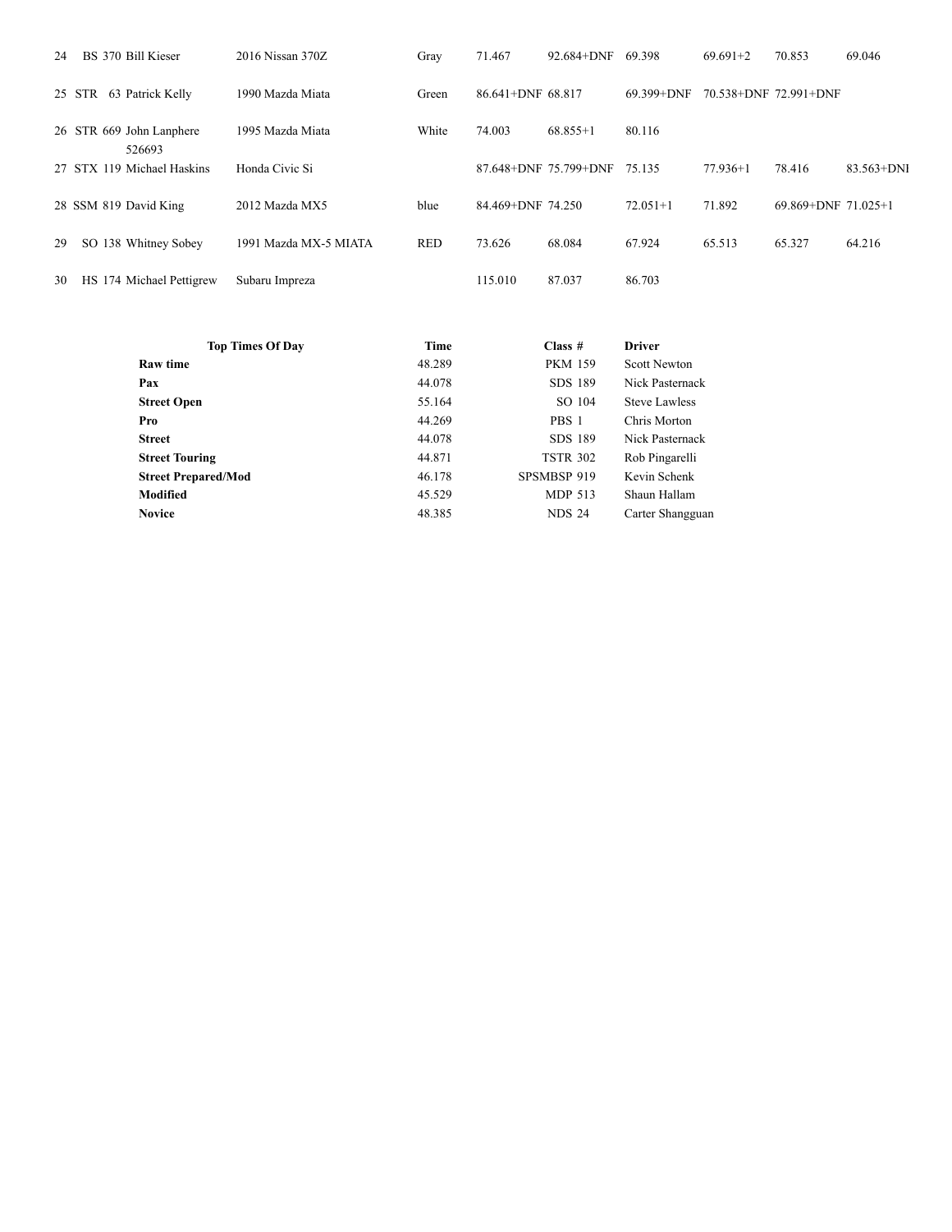| | | | | | | | | | | |
|---|---|---|---|---|---|---|---|---|---|---|
| 24 | BS 370 Bill Kieser | 2016 Nissan 370Z | Gray | 71.467 | 92.684+DNF | 69.398 | 69.691+2 | 70.853 | 69.046 |
| 25 | STR 63 Patrick Kelly | 1990 Mazda Miata | Green | 86.641+DNF | 68.817 | 69.399+DNF | 70.538+DNF | 72.991+DNF | |
| 26 | STR 669 John Lanphere 526693 | 1995 Mazda Miata | White | 74.003 | 68.855+1 | 80.116 | | | |
| 27 | STX 119 Michael Haskins | Honda Civic Si | | 87.648+DNF | 75.799+DNF | 75.135 | 77.936+1 | 78.416 | 83.563+DNI |
| 28 | SSM 819 David King | 2012 Mazda MX5 | blue | 84.469+DNF | 74.250 | 72.051+1 | 71.892 | 69.869+DNF | 71.025+1 |
| 29 | SO 138 Whitney Sobey | 1991 Mazda MX-5 MIATA | RED | 73.626 | 68.084 | 67.924 | 65.513 | 65.327 | 64.216 |
| 30 | HS 174 Michael Pettigrew | Subaru Impreza | | 115.010 | 87.037 | 86.703 | | | |

| Top Times Of Day | Time | Class # | Driver |
|---|---|---|---|
| **Raw time** | 48.289 | PKM 159 | Scott Newton |
| **Pax** | 44.078 | SDS 189 | Nick Pasternack |
| **Street Open** | 55.164 | SO 104 | Steve Lawless |
| **Pro** | 44.269 | PBS 1 | Chris Morton |
| **Street** | 44.078 | SDS 189 | Nick Pasternack |
| **Street Touring** | 44.871 | TSTR 302 | Rob Pingarelli |
| **Street Prepared/Mod** | 46.178 | SPSMBSP 919 | Kevin Schenk |
| **Modified** | 45.529 | MDP 513 | Shaun Hallam |
| **Novice** | 48.385 | NDS 24 | Carter Shangguan |